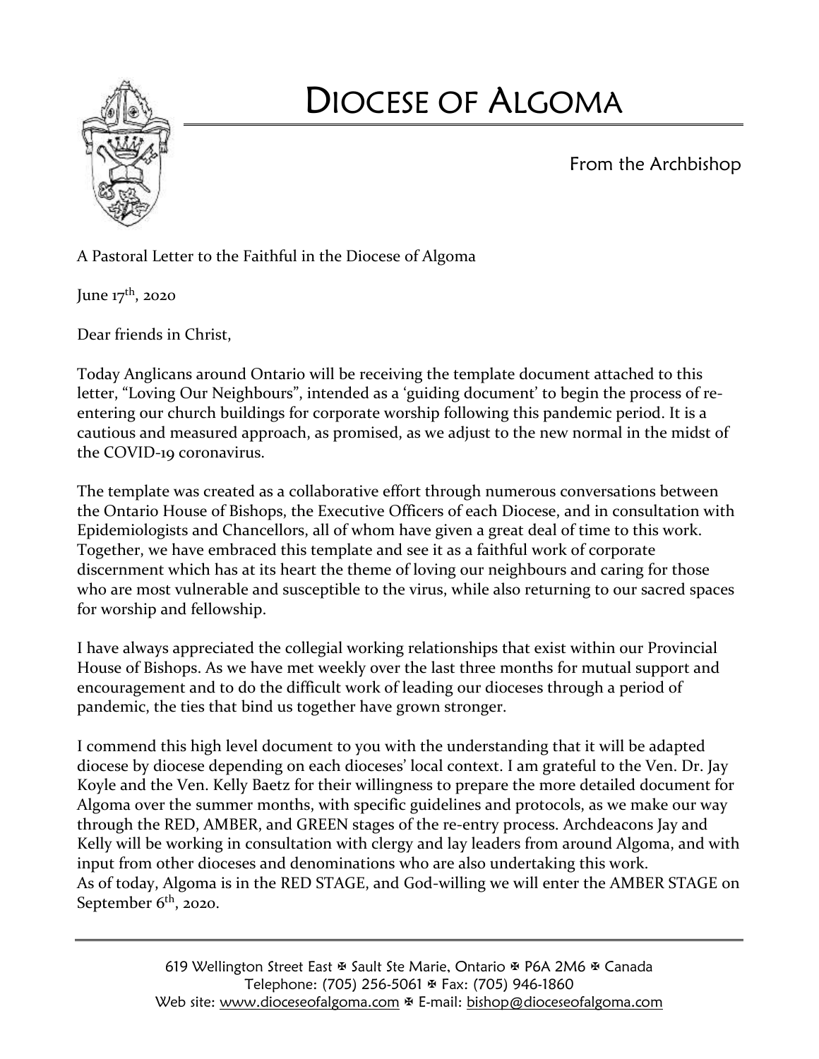# DIOCESE OF ALGOMA

From the Archbishop

A Pastoral Letter to the Faithful in the Diocese of Algoma

June 17th, 2020

Dear friends in Christ,

Today Anglicans around Ontario will be receiving the template document attached to this letter, "Loving Our Neighbours", intended as a 'guiding document' to begin the process of re-entering our church buildings for corporate worship following this pandemic period. It is a cautious and measured approach, as promised, as we adjust to the new normal in the midst of the COVID-19 coronavirus.

The template was created as a collaborative effort through numerous conversations between the Ontario House of Bishops, the Executive Officers of each Diocese, and in consultation with Epidemiologists and Chancellors, all of whom have given a great deal of time to this work. Together, we have embraced this template and see it as a faithful work of corporate discernment which has at its heart the theme of loving our neighbours and caring for those who are most vulnerable and susceptible to the virus, while also returning to our sacred spaces for worship and fellowship.

I have always appreciated the collegial working relationships that exist within our Provincial House of Bishops. As we have met weekly over the last three months for mutual support and encouragement and to do the difficult work of leading our dioceses through a period of pandemic, the ties that bind us together have grown stronger.

I commend this high level document to you with the understanding that it will be adapted diocese by diocese depending on each dioceses' local context. I am grateful to the Ven. Dr. Jay Koyle and the Ven. Kelly Baetz for their willingness to prepare the more detailed document for Algoma over the summer months, with specific guidelines and protocols, as we make our way through the RED, AMBER, and GREEN stages of the re-entry process. Archdeacons Jay and Kelly will be working in consultation with clergy and lay leaders from around Algoma, and with input from other dioceses and denominations who are also undertaking this work.
As of today, Algoma is in the RED STAGE, and God-willing we will enter the AMBER STAGE on September 6th, 2020.

619 Wellington Street East ✠ Sault Ste Marie, Ontario ✠ P6A 2M6 ✠ Canada
Telephone: (705) 256-5061 ✠ Fax: (705) 946-1860
Web site: www.dioceseofalgoma.com ✠ E-mail: bishop@dioceseofalgoma.com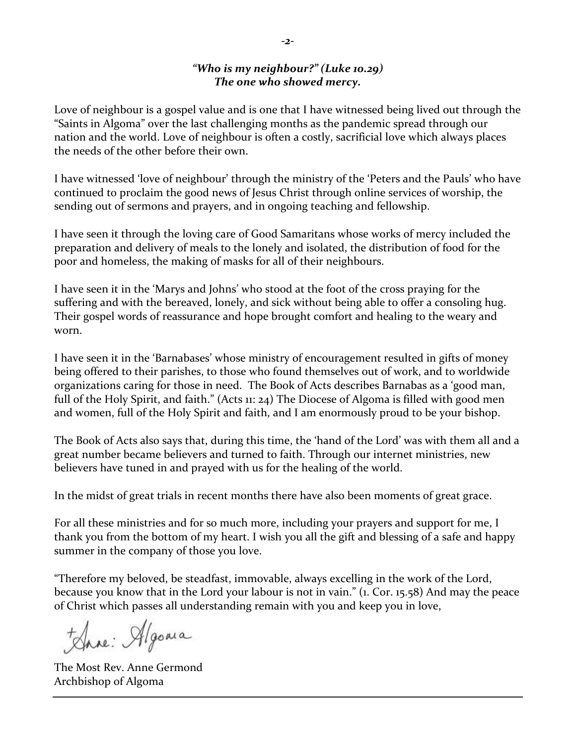***"Who is my neighbour?" (Luke 10.29)***
***The one who showed mercy.***

Love of neighbour is a gospel value and is one that I have witnessed being lived out through the "Saints in Algoma" over the last challenging months as the pandemic spread through our nation and the world. Love of neighbour is often a costly, sacrificial love which always places the needs of the other before their own.

I have witnessed 'love of neighbour' through the ministry of the 'Peters and the Pauls' who have continued to proclaim the good news of Jesus Christ through online services of worship, the sending out of sermons and prayers, and in ongoing teaching and fellowship.

I have seen it through the loving care of Good Samaritans whose works of mercy included the preparation and delivery of meals to the lonely and isolated, the distribution of food for the poor and homeless, the making of masks for all of their neighbours.

I have seen it in the 'Marys and Johns' who stood at the foot of the cross praying for the suffering and with the bereaved, lonely, and sick without being able to offer a consoling hug. Their gospel words of reassurance and hope brought comfort and healing to the weary and worn.

I have seen it in the 'Barnabases' whose ministry of encouragement resulted in gifts of money being offered to their parishes, to those who found themselves out of work, and to worldwide organizations caring for those in need. The Book of Acts describes Barnabas as a 'good man, full of the Holy Spirit, and faith." (Acts 11: 24) The Diocese of Algoma is filled with good men and women, full of the Holy Spirit and faith, and I am enormously proud to be your bishop.

The Book of Acts also says that, during this time, the 'hand of the Lord' was with them all and a great number became believers and turned to faith. Through our internet ministries, new believers have tuned in and prayed with us for the healing of the world.

In the midst of great trials in recent months there have also been moments of great grace.

For all these ministries and for so much more, including your prayers and support for me, I thank you from the bottom of my heart. I wish you all the gift and blessing of a safe and happy summer in the company of those you love.

"Therefore my beloved, be steadfast, immovable, always excelling in the work of the Lord, because you know that in the Lord your labour is not in vain." (1. Cor. 15.58) And may the peace of Christ which passes all understanding remain with you and keep you in love,

+Anne: Algoma

The Most Rev. Anne Germond
Archbishop of Algoma